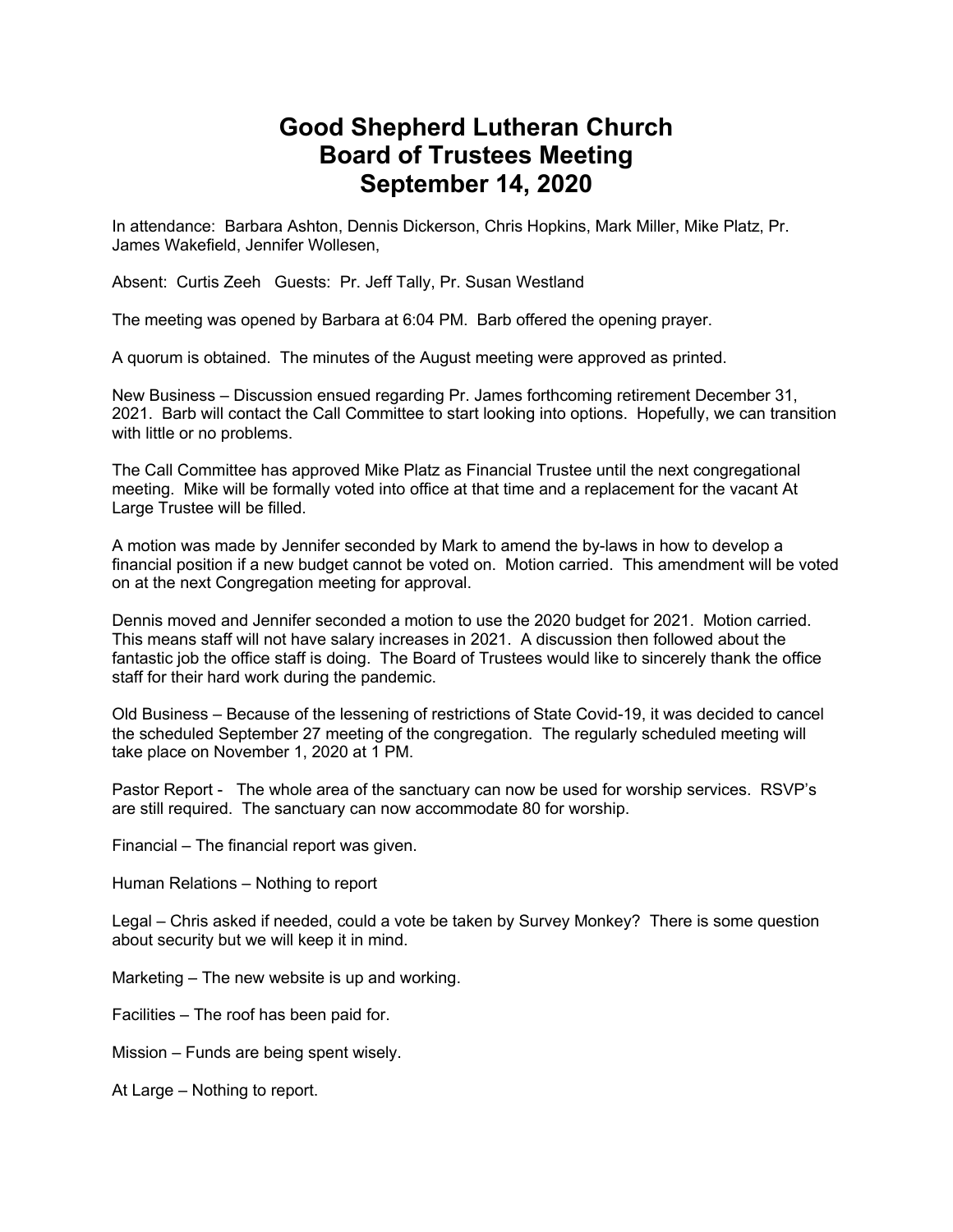# Good Shepherd Lutheran Church
# Board of Trustees Meeting
# September 14, 2020

In attendance: Barbara Ashton, Dennis Dickerson, Chris Hopkins, Mark Miller, Mike Platz, Pr. James Wakefield, Jennifer Wollesen,

Absent: Curtis Zeeh Guests: Pr. Jeff Tally, Pr. Susan Westland

The meeting was opened by Barbara at 6:04 PM. Barb offered the opening prayer.

A quorum is obtained. The minutes of the August meeting were approved as printed.

New Business – Discussion ensued regarding Pr. James forthcoming retirement December 31, 2021. Barb will contact the Call Committee to start looking into options. Hopefully, we can transition with little or no problems.

The Call Committee has approved Mike Platz as Financial Trustee until the next congregational meeting. Mike will be formally voted into office at that time and a replacement for the vacant At Large Trustee will be filled.

A motion was made by Jennifer seconded by Mark to amend the by-laws in how to develop a financial position if a new budget cannot be voted on. Motion carried. This amendment will be voted on at the next Congregation meeting for approval.

Dennis moved and Jennifer seconded a motion to use the 2020 budget for 2021. Motion carried. This means staff will not have salary increases in 2021. A discussion then followed about the fantastic job the office staff is doing. The Board of Trustees would like to sincerely thank the office staff for their hard work during the pandemic.

Old Business – Because of the lessening of restrictions of State Covid-19, it was decided to cancel the scheduled September 27 meeting of the congregation. The regularly scheduled meeting will take place on November 1, 2020 at 1 PM.

Pastor Report - The whole area of the sanctuary can now be used for worship services. RSVP's are still required. The sanctuary can now accommodate 80 for worship.

Financial – The financial report was given.

Human Relations – Nothing to report

Legal – Chris asked if needed, could a vote be taken by Survey Monkey? There is some question about security but we will keep it in mind.

Marketing – The new website is up and working.

Facilities – The roof has been paid for.

Mission – Funds are being spent wisely.

At Large – Nothing to report.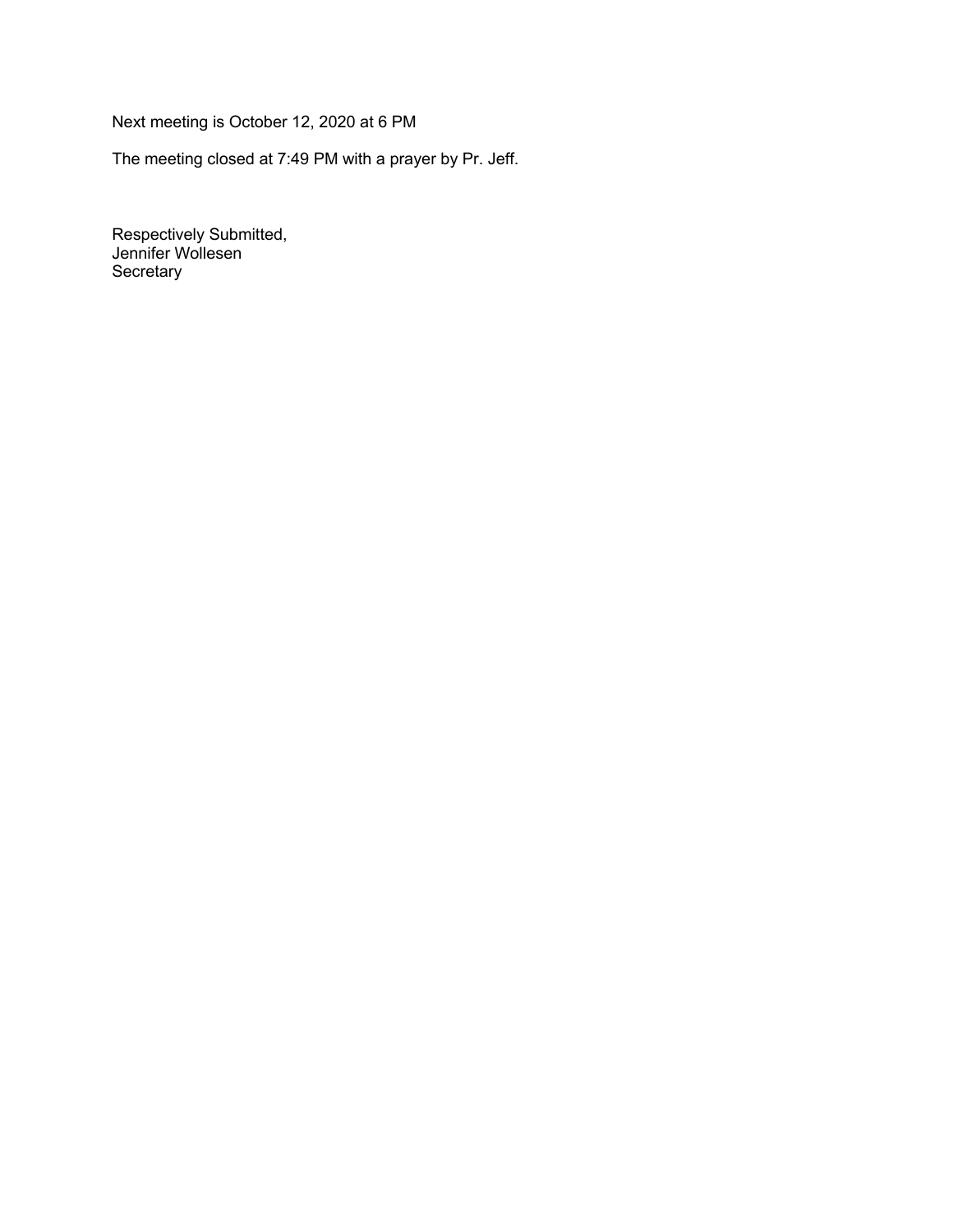Next meeting is October 12, 2020 at 6 PM

The meeting closed at 7:49 PM with a prayer by Pr. Jeff.

Respectively Submitted,  
Jennifer Wollesen  
Secretary